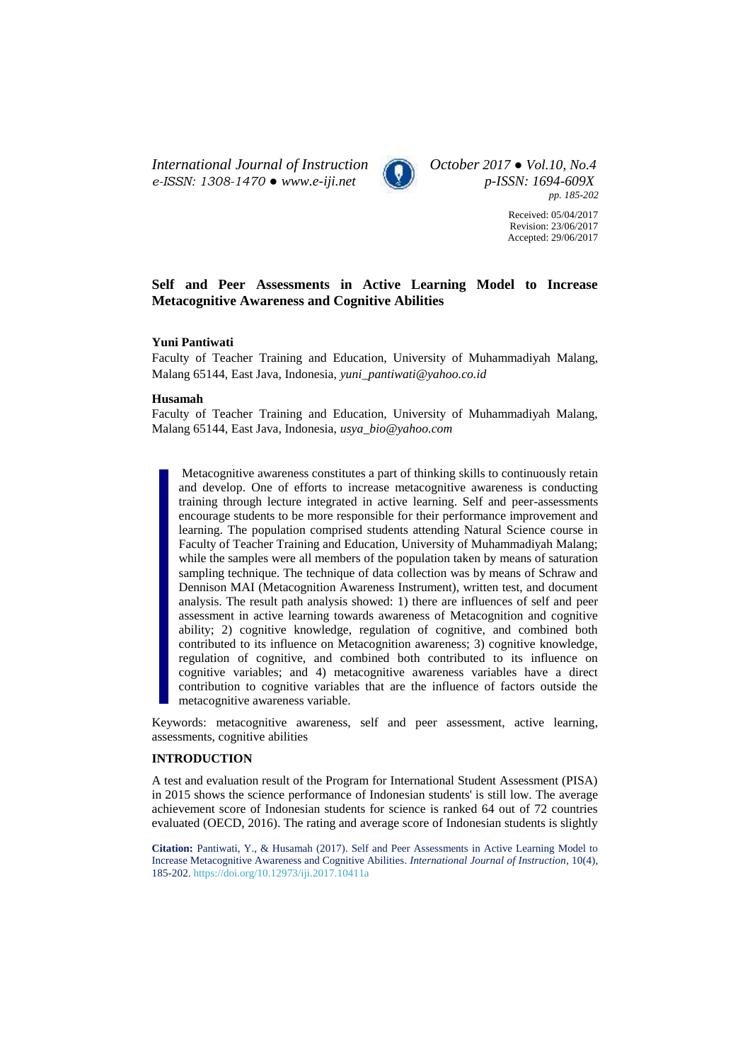Received: 05/04/2017
Revision: 23/06/2017
Accepted: 29/06/2017

# Self and Peer Assessments in Active Learning Model to Increase Metacognitive Awareness and Cognitive Abilities

**Yuni Pantiwati**

Faculty of Teacher Training and Education, University of Muhammadiyah Malang, Malang 65144, East Java, Indonesia, *yuni_pantiwati@yahoo.co.id*

**Husamah**

Faculty of Teacher Training and Education, University of Muhammadiyah Malang, Malang 65144, East Java, Indonesia, *usya_bio@yahoo.com*

Metacognitive awareness constitutes a part of thinking skills to continuously retain and develop. One of efforts to increase metacognitive awareness is conducting training through lecture integrated in active learning. Self and peer-assessments encourage students to be more responsible for their performance improvement and learning. The population comprised students attending Natural Science course in Faculty of Teacher Training and Education, University of Muhammadiyah Malang; while the samples were all members of the population taken by means of saturation sampling technique. The technique of data collection was by means of Schraw and Dennison MAI (Metacognition Awareness Instrument), written test, and document analysis. The result path analysis showed: 1) there are influences of self and peer assessment in active learning towards awareness of Metacognition and cognitive ability; 2) cognitive knowledge, regulation of cognitive, and combined both contributed to its influence on Metacognition awareness; 3) cognitive knowledge, regulation of cognitive, and combined both contributed to its influence on cognitive variables; and 4) metacognitive awareness variables have a direct contribution to cognitive variables that are the influence of factors outside the metacognitive awareness variable.

Keywords: metacognitive awareness, self and peer assessment, active learning, assessments, cognitive abilities

## INTRODUCTION

A test and evaluation result of the Program for International Student Assessment (PISA) in 2015 shows the science performance of Indonesian students' is still low. The average achievement score of Indonesian students for science is ranked 64 out of 72 countries evaluated (OECD, 2016). The rating and average score of Indonesian students is slightly

**Citation:** Pantiwati, Y., & Husamah (2017). Self and Peer Assessments in Active Learning Model to Increase Metacognitive Awareness and Cognitive Abilities. *International Journal of Instruction*, 10(4), 185-202. https://doi.org/10.12973/iji.2017.10411a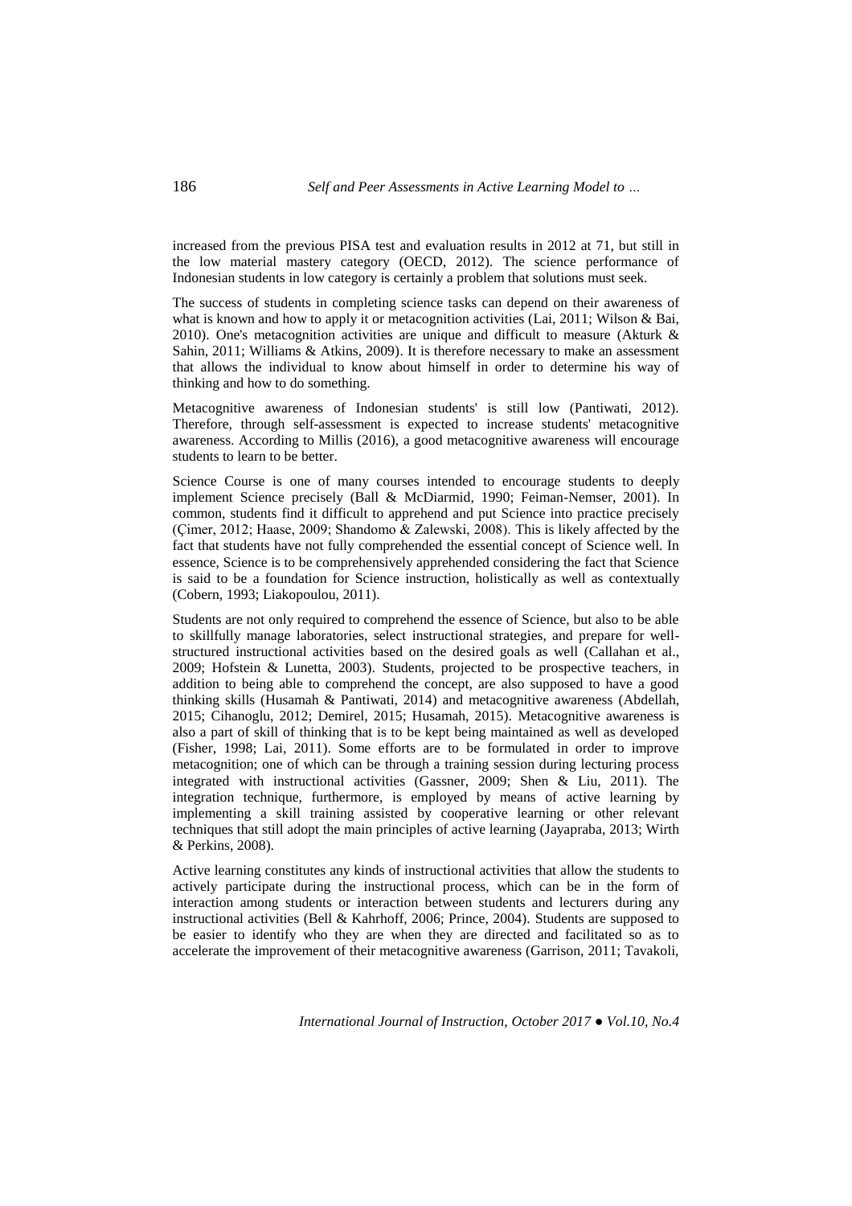increased from the previous PISA test and evaluation results in 2012 at 71, but still in the low material mastery category (OECD, 2012). The science performance of Indonesian students in low category is certainly a problem that solutions must seek.

The success of students in completing science tasks can depend on their awareness of what is known and how to apply it or metacognition activities (Lai, 2011; Wilson & Bai, 2010). One's metacognition activities are unique and difficult to measure (Akturk & Sahin, 2011; Williams & Atkins, 2009). It is therefore necessary to make an assessment that allows the individual to know about himself in order to determine his way of thinking and how to do something.

Metacognitive awareness of Indonesian students' is still low (Pantiwati, 2012). Therefore, through self-assessment is expected to increase students' metacognitive awareness. According to Millis (2016), a good metacognitive awareness will encourage students to learn to be better.

Science Course is one of many courses intended to encourage students to deeply implement Science precisely (Ball & McDiarmid, 1990; Feiman-Nemser, 2001). In common, students find it difficult to apprehend and put Science into practice precisely (Çimer, 2012; Haase, 2009; Shandomo & Zalewski, 2008). This is likely affected by the fact that students have not fully comprehended the essential concept of Science well. In essence, Science is to be comprehensively apprehended considering the fact that Science is said to be a foundation for Science instruction, holistically as well as contextually (Cobern, 1993; Liakopoulou, 2011).

Students are not only required to comprehend the essence of Science, but also to be able to skillfully manage laboratories, select instructional strategies, and prepare for well-structured instructional activities based on the desired goals as well (Callahan et al., 2009; Hofstein & Lunetta, 2003). Students, projected to be prospective teachers, in addition to being able to comprehend the concept, are also supposed to have a good thinking skills (Husamah & Pantiwati, 2014) and metacognitive awareness (Abdellah, 2015; Cihanoglu, 2012; Demirel, 2015; Husamah, 2015). Metacognitive awareness is also a part of skill of thinking that is to be kept being maintained as well as developed (Fisher, 1998; Lai, 2011). Some efforts are to be formulated in order to improve metacognition; one of which can be through a training session during lecturing process integrated with instructional activities (Gassner, 2009; Shen & Liu, 2011). The integration technique, furthermore, is employed by means of active learning by implementing a skill training assisted by cooperative learning or other relevant techniques that still adopt the main principles of active learning (Jayapraba, 2013; Wirth & Perkins, 2008).

Active learning constitutes any kinds of instructional activities that allow the students to actively participate during the instructional process, which can be in the form of interaction among students or interaction between students and lecturers during any instructional activities (Bell & Kahrhoff, 2006; Prince, 2004). Students are supposed to be easier to identify who they are when they are directed and facilitated so as to accelerate the improvement of their metacognitive awareness (Garrison, 2011; Tavakoli,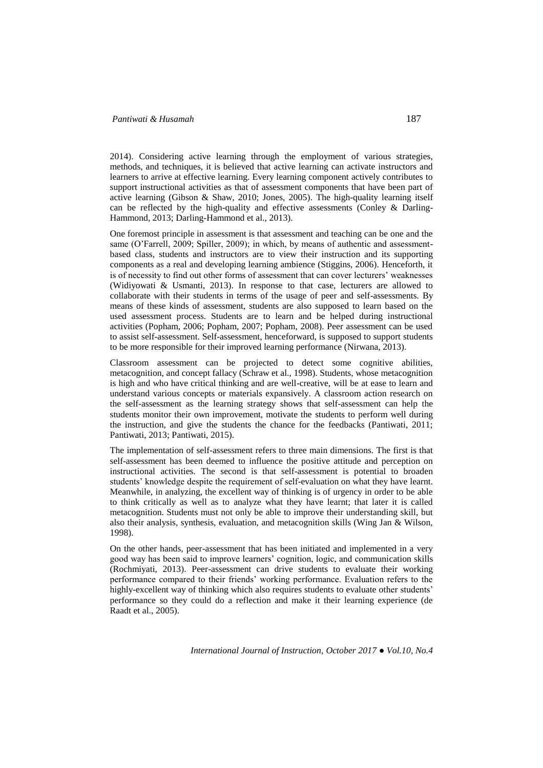2014). Considering active learning through the employment of various strategies, methods, and techniques, it is believed that active learning can activate instructors and learners to arrive at effective learning. Every learning component actively contributes to support instructional activities as that of assessment components that have been part of active learning (Gibson & Shaw, 2010; Jones, 2005). The high-quality learning itself can be reflected by the high-quality and effective assessments (Conley & Darling-Hammond, 2013; Darling-Hammond et al., 2013).

One foremost principle in assessment is that assessment and teaching can be one and the same (O'Farrell, 2009; Spiller, 2009); in which, by means of authentic and assessment-based class, students and instructors are to view their instruction and its supporting components as a real and developing learning ambience (Stiggins, 2006). Henceforth, it is of necessity to find out other forms of assessment that can cover lecturers' weaknesses (Widiyowati & Usmanti, 2013). In response to that case, lecturers are allowed to collaborate with their students in terms of the usage of peer and self-assessments. By means of these kinds of assessment, students are also supposed to learn based on the used assessment process. Students are to learn and be helped during instructional activities (Popham, 2006; Popham, 2007; Popham, 2008). Peer assessment can be used to assist self-assessment. Self-assessment, henceforward, is supposed to support students to be more responsible for their improved learning performance (Nirwana, 2013).

Classroom assessment can be projected to detect some cognitive abilities, metacognition, and concept fallacy (Schraw et al., 1998). Students, whose metacognition is high and who have critical thinking and are well-creative, will be at ease to learn and understand various concepts or materials expansively. A classroom action research on the self-assessment as the learning strategy shows that self-assessment can help the students monitor their own improvement, motivate the students to perform well during the instruction, and give the students the chance for the feedbacks (Pantiwati, 2011; Pantiwati, 2013; Pantiwati, 2015).

The implementation of self-assessment refers to three main dimensions. The first is that self-assessment has been deemed to influence the positive attitude and perception on instructional activities. The second is that self-assessment is potential to broaden students' knowledge despite the requirement of self-evaluation on what they have learnt. Meanwhile, in analyzing, the excellent way of thinking is of urgency in order to be able to think critically as well as to analyze what they have learnt; that later it is called metacognition. Students must not only be able to improve their understanding skill, but also their analysis, synthesis, evaluation, and metacognition skills (Wing Jan & Wilson, 1998).

On the other hands, peer-assessment that has been initiated and implemented in a very good way has been said to improve learners' cognition, logic, and communication skills (Rochmiyati, 2013). Peer-assessment can drive students to evaluate their working performance compared to their friends' working performance. Evaluation refers to the highly-excellent way of thinking which also requires students to evaluate other students' performance so they could do a reflection and make it their learning experience (de Raadt et al., 2005).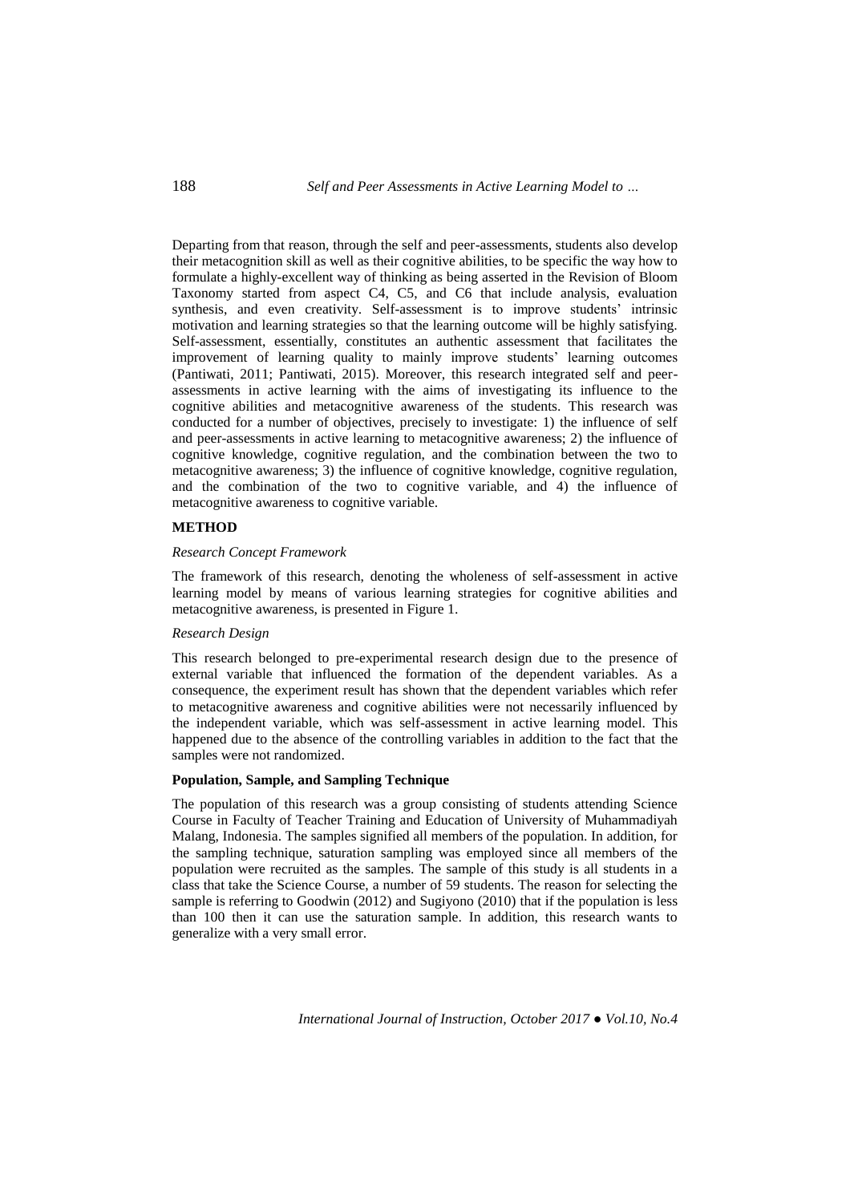Departing from that reason, through the self and peer-assessments, students also develop their metacognition skill as well as their cognitive abilities, to be specific the way how to formulate a highly-excellent way of thinking as being asserted in the Revision of Bloom Taxonomy started from aspect C4, C5, and C6 that include analysis, evaluation synthesis, and even creativity. Self-assessment is to improve students' intrinsic motivation and learning strategies so that the learning outcome will be highly satisfying. Self-assessment, essentially, constitutes an authentic assessment that facilitates the improvement of learning quality to mainly improve students' learning outcomes (Pantiwati, 2011; Pantiwati, 2015). Moreover, this research integrated self and peer-assessments in active learning with the aims of investigating its influence to the cognitive abilities and metacognitive awareness of the students. This research was conducted for a number of objectives, precisely to investigate: 1) the influence of self and peer-assessments in active learning to metacognitive awareness; 2) the influence of cognitive knowledge, cognitive regulation, and the combination between the two to metacognitive awareness; 3) the influence of cognitive knowledge, cognitive regulation, and the combination of the two to cognitive variable, and 4) the influence of metacognitive awareness to cognitive variable.

## METHOD

### *Research Concept Framework*

The framework of this research, denoting the wholeness of self-assessment in active learning model by means of various learning strategies for cognitive abilities and metacognitive awareness, is presented in Figure 1.

### *Research Design*

This research belonged to pre-experimental research design due to the presence of external variable that influenced the formation of the dependent variables. As a consequence, the experiment result has shown that the dependent variables which refer to metacognitive awareness and cognitive abilities were not necessarily influenced by the independent variable, which was self-assessment in active learning model. This happened due to the absence of the controlling variables in addition to the fact that the samples were not randomized.

### **Population, Sample, and Sampling Technique**

The population of this research was a group consisting of students attending Science Course in Faculty of Teacher Training and Education of University of Muhammadiyah Malang, Indonesia. The samples signified all members of the population. In addition, for the sampling technique, saturation sampling was employed since all members of the population were recruited as the samples. The sample of this study is all students in a class that take the Science Course, a number of 59 students. The reason for selecting the sample is referring to Goodwin (2012) and Sugiyono (2010) that if the population is less than 100 then it can use the saturation sample. In addition, this research wants to generalize with a very small error.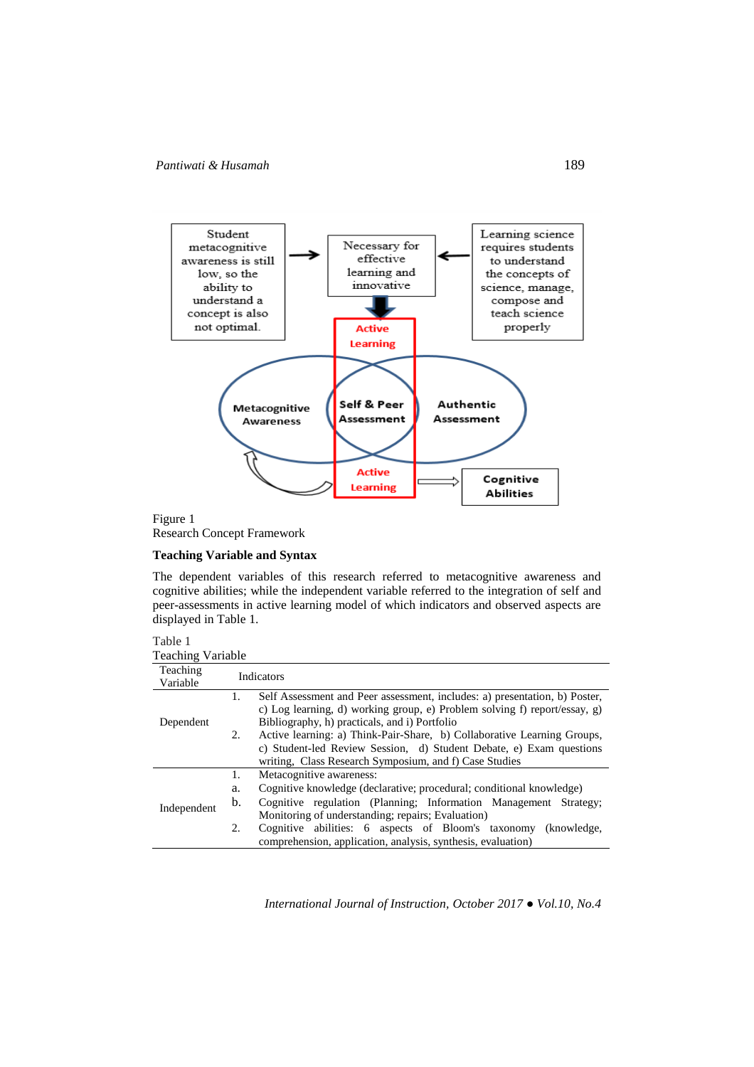Student metacognitive awareness is still low, so the ability to understand a concept is also not optimal.

Necessary for effective learning and innovative

Learning science requires students to understand the concepts of science, manage, compose and teach science properly

Active Learning

Metacognitive Awareness

Self & Peer Assessment

Authentic Assessment

Active Learning

Cognitive Abilities

Figure 1
Research Concept Framework

### Teaching Variable and Syntax

The dependent variables of this research referred to metacognitive awareness and cognitive abilities; while the independent variable referred to the integration of self and peer-assessments in active learning model of which indicators and observed aspects are displayed in Table 1.

Table 1
Teaching Variable

| Teaching Variable | | Indicators |
|---|---|---|
| Dependent | 1. | Self Assessment and Peer assessment, includes: a) presentation, b) Poster, c) Log learning, d) working group, e) Problem solving f) report/essay, g) Bibliography, h) practicals, and i) Portfolio |
| | 2. | Active learning: a) Think-Pair-Share, b) Collaborative Learning Groups, c) Student-led Review Session, d) Student Debate, e) Exam questions writing, Class Research Symposium, and f) Case Studies |
| Independent | 1. | Metacognitive awareness: |
| | a. | Cognitive knowledge (declarative; procedural; conditional knowledge) |
| | b. | Cognitive regulation (Planning; Information Management Strategy; Monitoring of understanding; repairs; Evaluation) |
| | 2. | Cognitive abilities: 6 aspects of Bloom's taxonomy (knowledge, comprehension, application, analysis, synthesis, evaluation) |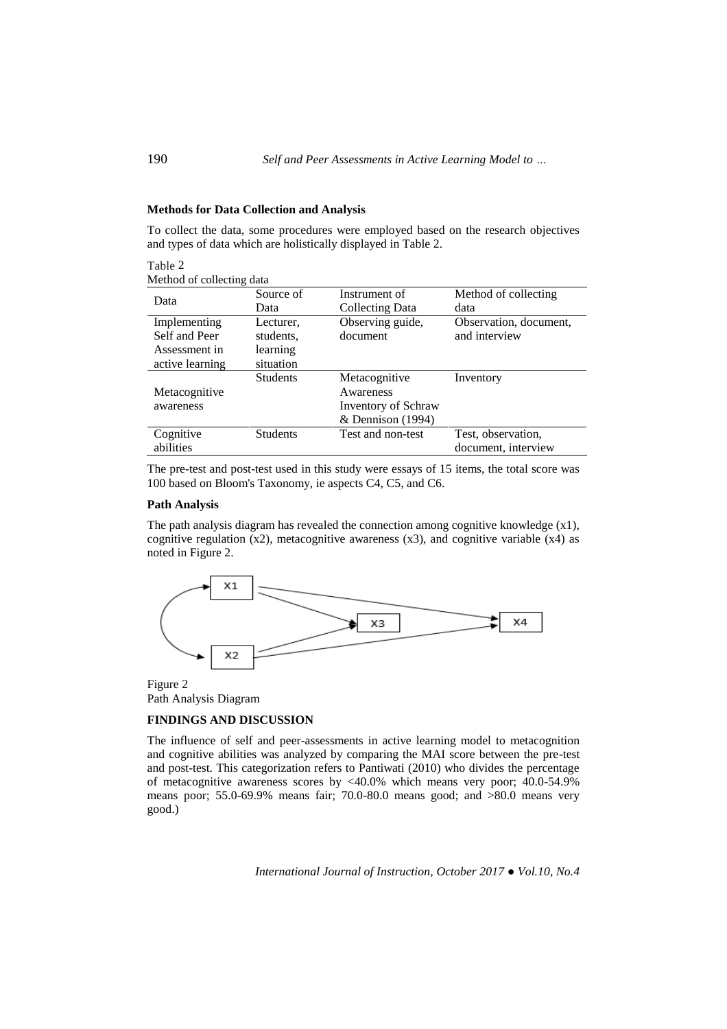**Methods for Data Collection and Analysis**

To collect the data, some procedures were employed based on the research objectives and types of data which are holistically displayed in Table 2.

Table 2
Method of collecting data

| Data | Source of Data | Instrument of Collecting Data | Method of collecting data |
|---|---|---|---|
| Implementing Self and Peer Assessment in active learning | Lecturer, students, learning situation | Observing guide, document | Observation, document, and interview |
| Metacognitive awareness | Students | Metacognitive Awareness Inventory of Schraw & Dennison (1994) | Inventory |
| Cognitive abilities | Students | Test and non-test | Test, observation, document, interview |

The pre-test and post-test used in this study were essays of 15 items, the total score was 100 based on Bloom's Taxonomy, ie aspects C4, C5, and C6.

**Path Analysis**

The path analysis diagram has revealed the connection among cognitive knowledge (x1), cognitive regulation (x2), metacognitive awareness (x3), and cognitive variable (x4) as noted in Figure 2.

X1

X2

X3

X4

Figure 2
Path Analysis Diagram

## FINDINGS AND DISCUSSION

The influence of self and peer-assessments in active learning model to metacognition and cognitive abilities was analyzed by comparing the MAI score between the pre-test and post-test. This categorization refers to Pantiwati (2010) who divides the percentage of metacognitive awareness scores by <40.0% which means very poor; 40.0-54.9% means poor; 55.0-69.9% means fair; 70.0-80.0 means good; and >80.0 means very good.)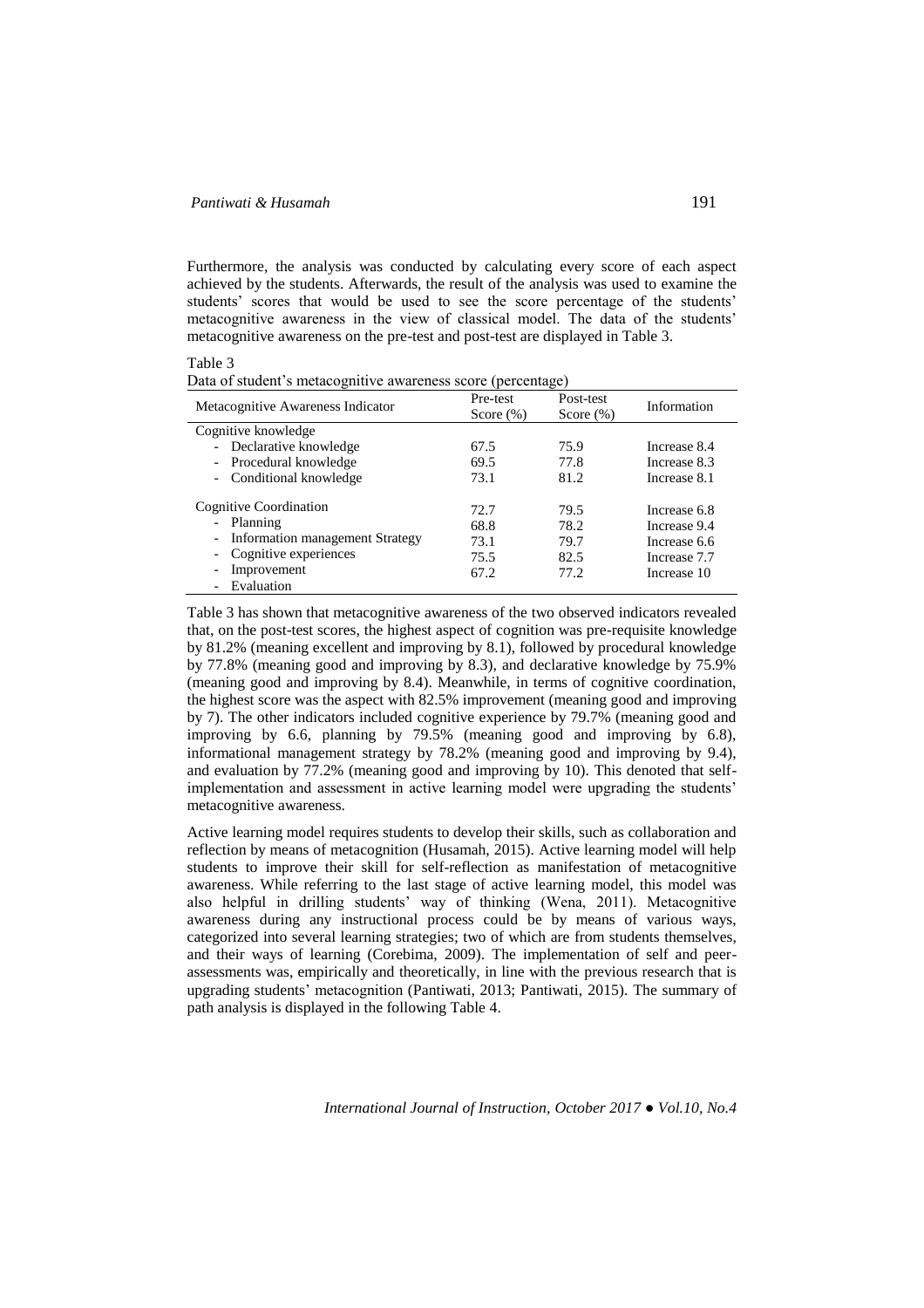Furthermore, the analysis was conducted by calculating every score of each aspect achieved by the students. Afterwards, the result of the analysis was used to examine the students' scores that would be used to see the score percentage of the students' metacognitive awareness in the view of classical model. The data of the students' metacognitive awareness on the pre-test and post-test are displayed in Table 3.

Table 3

Data of student's metacognitive awareness score (percentage)

| Metacognitive Awareness Indicator | Pre-test Score (%) | Post-test Score (%) | Information |
|---|---|---|---|
| Cognitive knowledge | | | |
| - Declarative knowledge | 67.5 | 75.9 | Increase 8.4 |
| - Procedural knowledge | 69.5 | 77.8 | Increase 8.3 |
| - Conditional knowledge | 73.1 | 81.2 | Increase 8.1 |
| Cognitive Coordination | 72.7 | 79.5 | Increase 6.8 |
| - Planning | 68.8 | 78.2 | Increase 9.4 |
| - Information management Strategy | 73.1 | 79.7 | Increase 6.6 |
| - Cognitive experiences | 75.5 | 82.5 | Increase 7.7 |
| - Improvement | 67.2 | 77.2 | Increase 10 |
| - Evaluation | | | |

Table 3 has shown that metacognitive awareness of the two observed indicators revealed that, on the post-test scores, the highest aspect of cognition was pre-requisite knowledge by 81.2% (meaning excellent and improving by 8.1), followed by procedural knowledge by 77.8% (meaning good and improving by 8.3), and declarative knowledge by 75.9% (meaning good and improving by 8.4). Meanwhile, in terms of cognitive coordination, the highest score was the aspect with 82.5% improvement (meaning good and improving by 7). The other indicators included cognitive experience by 79.7% (meaning good and improving by 6.6, planning by 79.5% (meaning good and improving by 6.8), informational management strategy by 78.2% (meaning good and improving by 9.4), and evaluation by 77.2% (meaning good and improving by 10). This denoted that self-implementation and assessment in active learning model were upgrading the students' metacognitive awareness.

Active learning model requires students to develop their skills, such as collaboration and reflection by means of metacognition (Husamah, 2015). Active learning model will help students to improve their skill for self-reflection as manifestation of metacognitive awareness. While referring to the last stage of active learning model, this model was also helpful in drilling students' way of thinking (Wena, 2011). Metacognitive awareness during any instructional process could be by means of various ways, categorized into several learning strategies; two of which are from students themselves, and their ways of learning (Corebima, 2009). The implementation of self and peer-assessments was, empirically and theoretically, in line with the previous research that is upgrading students' metacognition (Pantiwati, 2013; Pantiwati, 2015). The summary of path analysis is displayed in the following Table 4.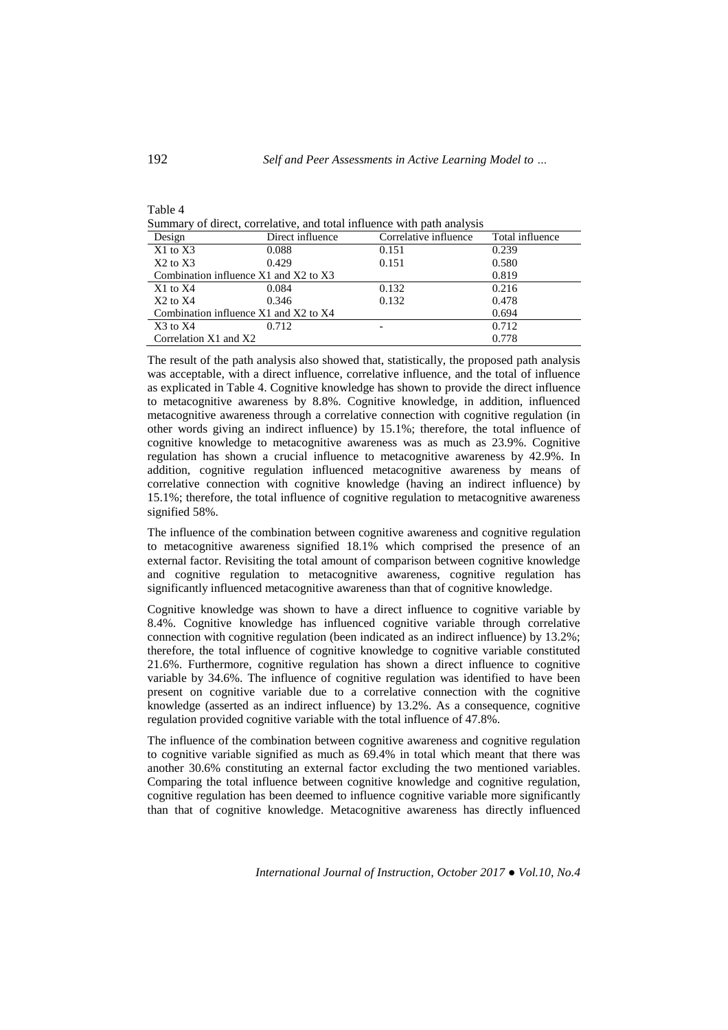Table 4

Summary of direct, correlative, and total influence with path analysis

| Design | Direct influence | Correlative influence | Total influence |
|---|---|---|---|
| X1 to X3 | 0.088 | 0.151 | 0.239 |
| X2 to X3 | 0.429 | 0.151 | 0.580 |
| Combination influence X1 and X2 to X3 | | | 0.819 |
| X1 to X4 | 0.084 | 0.132 | 0.216 |
| X2 to X4 | 0.346 | 0.132 | 0.478 |
| Combination influence X1 and X2 to X4 | | | 0.694 |
| X3 to X4 | 0.712 | - | 0.712 |
| Correlation X1 and X2 | | | 0.778 |

The result of the path analysis also showed that, statistically, the proposed path analysis was acceptable, with a direct influence, correlative influence, and the total of influence as explicated in Table 4. Cognitive knowledge has shown to provide the direct influence to metacognitive awareness by 8.8%. Cognitive knowledge, in addition, influenced metacognitive awareness through a correlative connection with cognitive regulation (in other words giving an indirect influence) by 15.1%; therefore, the total influence of cognitive knowledge to metacognitive awareness was as much as 23.9%. Cognitive regulation has shown a crucial influence to metacognitive awareness by 42.9%. In addition, cognitive regulation influenced metacognitive awareness by means of correlative connection with cognitive knowledge (having an indirect influence) by 15.1%; therefore, the total influence of cognitive regulation to metacognitive awareness signified 58%.

The influence of the combination between cognitive awareness and cognitive regulation to metacognitive awareness signified 18.1% which comprised the presence of an external factor. Revisiting the total amount of comparison between cognitive knowledge and cognitive regulation to metacognitive awareness, cognitive regulation has significantly influenced metacognitive awareness than that of cognitive knowledge.

Cognitive knowledge was shown to have a direct influence to cognitive variable by 8.4%. Cognitive knowledge has influenced cognitive variable through correlative connection with cognitive regulation (been indicated as an indirect influence) by 13.2%; therefore, the total influence of cognitive knowledge to cognitive variable constituted 21.6%. Furthermore, cognitive regulation has shown a direct influence to cognitive variable by 34.6%. The influence of cognitive regulation was identified to have been present on cognitive variable due to a correlative connection with the cognitive knowledge (asserted as an indirect influence) by 13.2%. As a consequence, cognitive regulation provided cognitive variable with the total influence of 47.8%.

The influence of the combination between cognitive awareness and cognitive regulation to cognitive variable signified as much as 69.4% in total which meant that there was another 30.6% constituting an external factor excluding the two mentioned variables. Comparing the total influence between cognitive knowledge and cognitive regulation, cognitive regulation has been deemed to influence cognitive variable more significantly than that of cognitive knowledge. Metacognitive awareness has directly influenced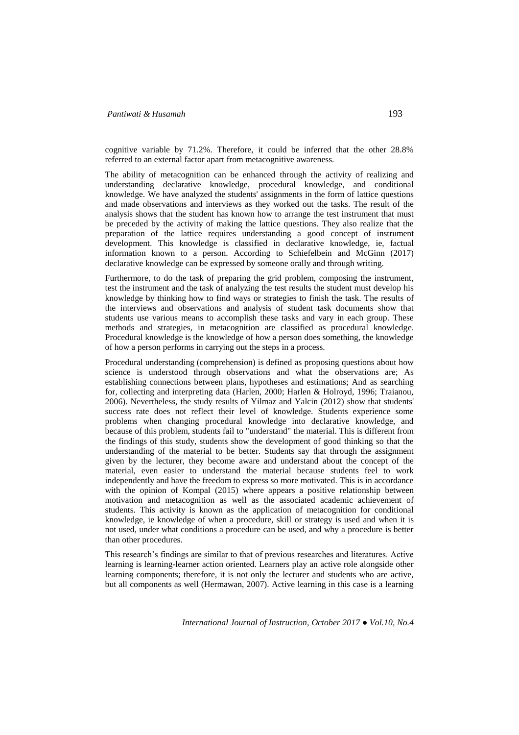cognitive variable by 71.2%. Therefore, it could be inferred that the other 28.8% referred to an external factor apart from metacognitive awareness.

The ability of metacognition can be enhanced through the activity of realizing and understanding declarative knowledge, procedural knowledge, and conditional knowledge. We have analyzed the students' assignments in the form of lattice questions and made observations and interviews as they worked out the tasks. The result of the analysis shows that the student has known how to arrange the test instrument that must be preceded by the activity of making the lattice questions. They also realize that the preparation of the lattice requires understanding a good concept of instrument development. This knowledge is classified in declarative knowledge, ie, factual information known to a person. According to Schiefelbein and McGinn (2017) declarative knowledge can be expressed by someone orally and through writing.

Furthermore, to do the task of preparing the grid problem, composing the instrument, test the instrument and the task of analyzing the test results the student must develop his knowledge by thinking how to find ways or strategies to finish the task. The results of the interviews and observations and analysis of student task documents show that students use various means to accomplish these tasks and vary in each group. These methods and strategies, in metacognition are classified as procedural knowledge. Procedural knowledge is the knowledge of how a person does something, the knowledge of how a person performs in carrying out the steps in a process.

Procedural understanding (comprehension) is defined as proposing questions about how science is understood through observations and what the observations are; As establishing connections between plans, hypotheses and estimations; And as searching for, collecting and interpreting data (Harlen, 2000; Harlen & Holroyd, 1996; Traianou, 2006). Nevertheless, the study results of Yilmaz and Yalcin (2012) show that students' success rate does not reflect their level of knowledge. Students experience some problems when changing procedural knowledge into declarative knowledge, and because of this problem, students fail to "understand" the material. This is different from the findings of this study, students show the development of good thinking so that the understanding of the material to be better. Students say that through the assignment given by the lecturer, they become aware and understand about the concept of the material, even easier to understand the material because students feel to work independently and have the freedom to express so more motivated. This is in accordance with the opinion of Kompal (2015) where appears a positive relationship between motivation and metacognition as well as the associated academic achievement of students. This activity is known as the application of metacognition for conditional knowledge, ie knowledge of when a procedure, skill or strategy is used and when it is not used, under what conditions a procedure can be used, and why a procedure is better than other procedures.

This research's findings are similar to that of previous researches and literatures. Active learning is learning-learner action oriented. Learners play an active role alongside other learning components; therefore, it is not only the lecturer and students who are active, but all components as well (Hermawan, 2007). Active learning in this case is a learning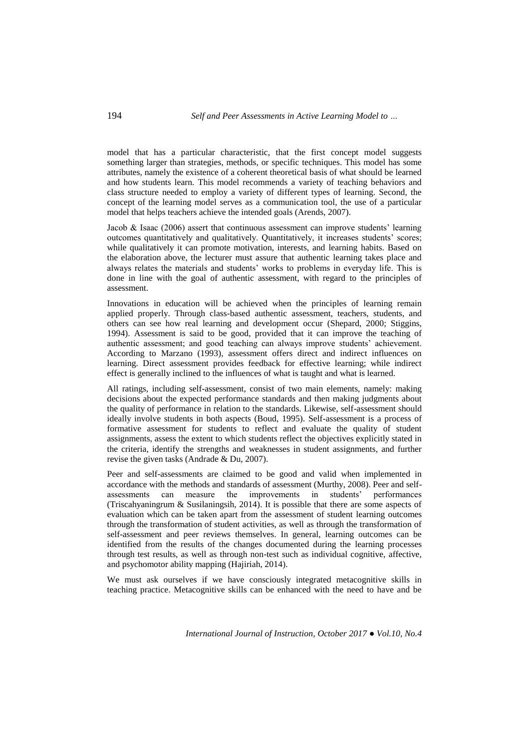model that has a particular characteristic, that the first concept model suggests something larger than strategies, methods, or specific techniques. This model has some attributes, namely the existence of a coherent theoretical basis of what should be learned and how students learn. This model recommends a variety of teaching behaviors and class structure needed to employ a variety of different types of learning. Second, the concept of the learning model serves as a communication tool, the use of a particular model that helps teachers achieve the intended goals (Arends, 2007).

Jacob & Isaac (2006) assert that continuous assessment can improve students' learning outcomes quantitatively and qualitatively. Quantitatively, it increases students' scores; while qualitatively it can promote motivation, interests, and learning habits. Based on the elaboration above, the lecturer must assure that authentic learning takes place and always relates the materials and students' works to problems in everyday life. This is done in line with the goal of authentic assessment, with regard to the principles of assessment.

Innovations in education will be achieved when the principles of learning remain applied properly. Through class-based authentic assessment, teachers, students, and others can see how real learning and development occur (Shepard, 2000; Stiggins, 1994). Assessment is said to be good, provided that it can improve the teaching of authentic assessment; and good teaching can always improve students' achievement. According to Marzano (1993), assessment offers direct and indirect influences on learning. Direct assessment provides feedback for effective learning; while indirect effect is generally inclined to the influences of what is taught and what is learned.

All ratings, including self-assessment, consist of two main elements, namely: making decisions about the expected performance standards and then making judgments about the quality of performance in relation to the standards. Likewise, self-assessment should ideally involve students in both aspects (Boud, 1995). Self-assessment is a process of formative assessment for students to reflect and evaluate the quality of student assignments, assess the extent to which students reflect the objectives explicitly stated in the criteria, identify the strengths and weaknesses in student assignments, and further revise the given tasks (Andrade & Du, 2007).

Peer and self-assessments are claimed to be good and valid when implemented in accordance with the methods and standards of assessment (Murthy, 2008). Peer and self-assessments can measure the improvements in students' performances (Triscahyaningrum & Susilaningsih, 2014). It is possible that there are some aspects of evaluation which can be taken apart from the assessment of student learning outcomes through the transformation of student activities, as well as through the transformation of self-assessment and peer reviews themselves. In general, learning outcomes can be identified from the results of the changes documented during the learning processes through test results, as well as through non-test such as individual cognitive, affective, and psychomotor ability mapping (Hajiriah, 2014).

We must ask ourselves if we have consciously integrated metacognitive skills in teaching practice. Metacognitive skills can be enhanced with the need to have and be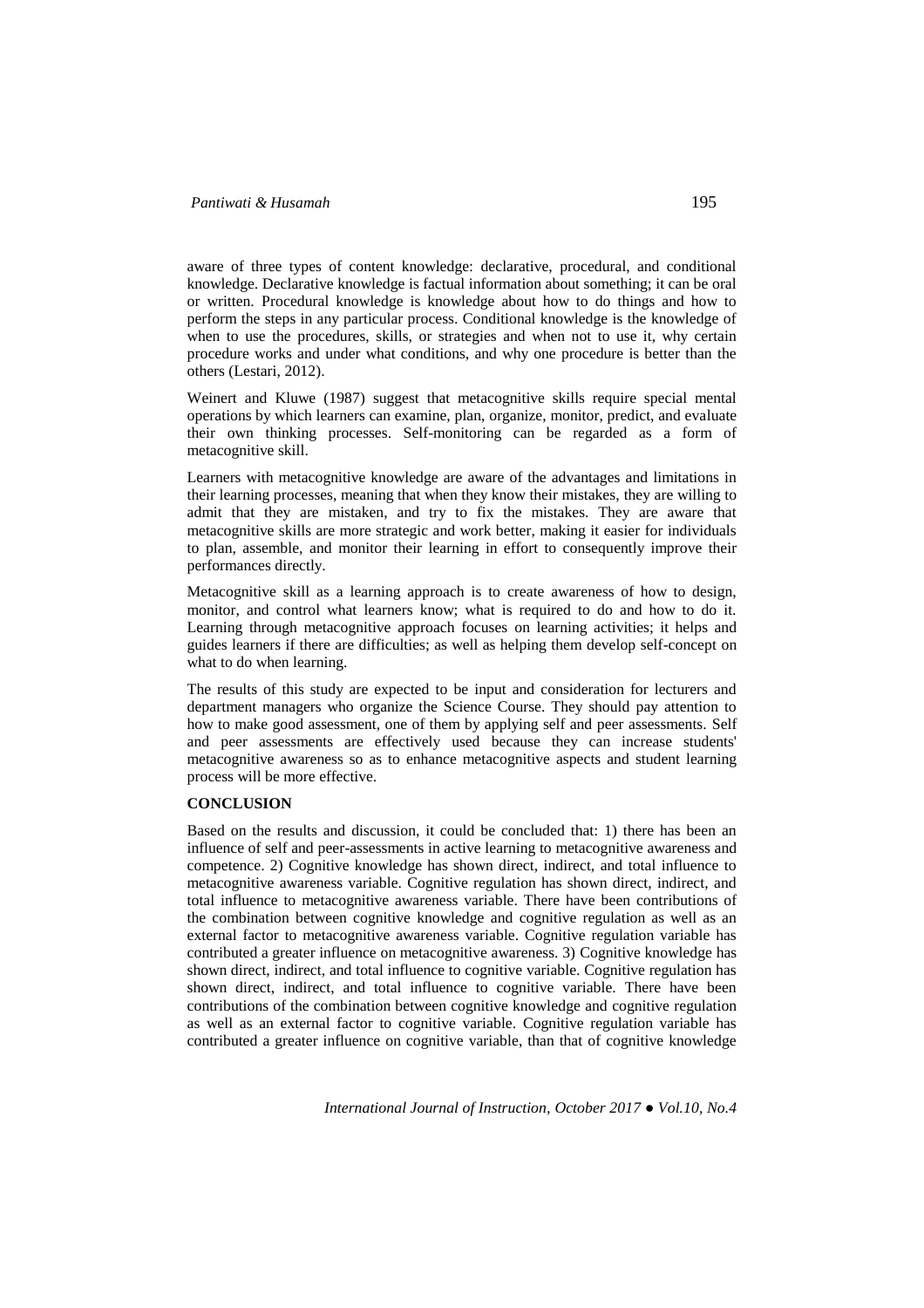aware of three types of content knowledge: declarative, procedural, and conditional knowledge. Declarative knowledge is factual information about something; it can be oral or written. Procedural knowledge is knowledge about how to do things and how to perform the steps in any particular process. Conditional knowledge is the knowledge of when to use the procedures, skills, or strategies and when not to use it, why certain procedure works and under what conditions, and why one procedure is better than the others (Lestari, 2012).

Weinert and Kluwe (1987) suggest that metacognitive skills require special mental operations by which learners can examine, plan, organize, monitor, predict, and evaluate their own thinking processes. Self-monitoring can be regarded as a form of metacognitive skill.

Learners with metacognitive knowledge are aware of the advantages and limitations in their learning processes, meaning that when they know their mistakes, they are willing to admit that they are mistaken, and try to fix the mistakes. They are aware that metacognitive skills are more strategic and work better, making it easier for individuals to plan, assemble, and monitor their learning in effort to consequently improve their performances directly.

Metacognitive skill as a learning approach is to create awareness of how to design, monitor, and control what learners know; what is required to do and how to do it. Learning through metacognitive approach focuses on learning activities; it helps and guides learners if there are difficulties; as well as helping them develop self-concept on what to do when learning.

The results of this study are expected to be input and consideration for lecturers and department managers who organize the Science Course. They should pay attention to how to make good assessment, one of them by applying self and peer assessments. Self and peer assessments are effectively used because they can increase students' metacognitive awareness so as to enhance metacognitive aspects and student learning process will be more effective.

## CONCLUSION

Based on the results and discussion, it could be concluded that: 1) there has been an influence of self and peer-assessments in active learning to metacognitive awareness and competence. 2) Cognitive knowledge has shown direct, indirect, and total influence to metacognitive awareness variable. Cognitive regulation has shown direct, indirect, and total influence to metacognitive awareness variable. There have been contributions of the combination between cognitive knowledge and cognitive regulation as well as an external factor to metacognitive awareness variable. Cognitive regulation variable has contributed a greater influence on metacognitive awareness. 3) Cognitive knowledge has shown direct, indirect, and total influence to cognitive variable. Cognitive regulation has shown direct, indirect, and total influence to cognitive variable. There have been contributions of the combination between cognitive knowledge and cognitive regulation as well as an external factor to cognitive variable. Cognitive regulation variable has contributed a greater influence on cognitive variable, than that of cognitive knowledge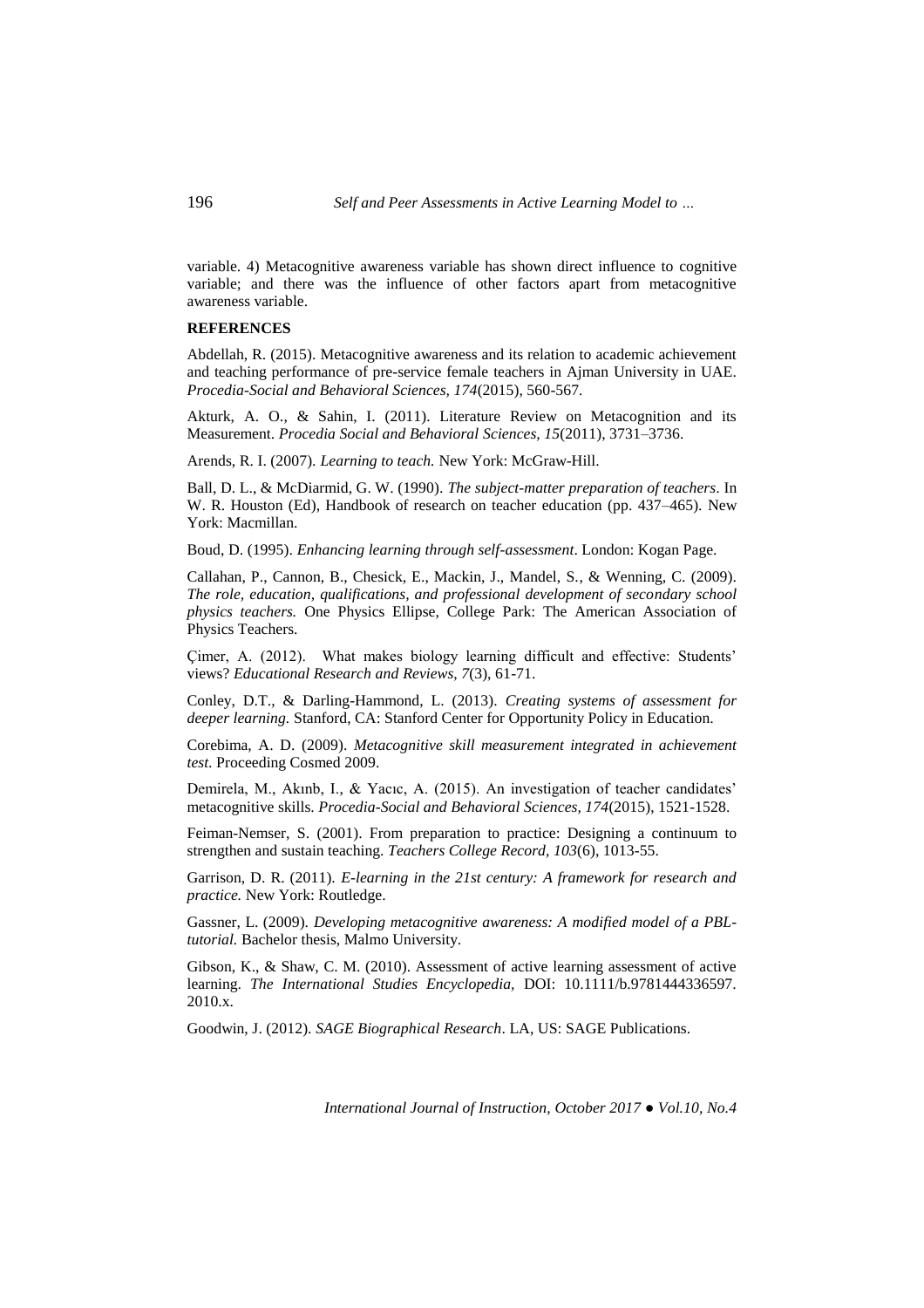variable. 4) Metacognitive awareness variable has shown direct influence to cognitive variable; and there was the influence of other factors apart from metacognitive awareness variable.

## REFERENCES

Abdellah, R. (2015). Metacognitive awareness and its relation to academic achievement and teaching performance of pre-service female teachers in Ajman University in UAE. *Procedia-Social and Behavioral Sciences, 174*(2015), 560-567.

Akturk, A. O., & Sahin, I. (2011). Literature Review on Metacognition and its Measurement. *Procedia Social and Behavioral Sciences, 15*(2011), 3731–3736.

Arends, R. I. (2007). *Learning to teach.* New York: McGraw-Hill.

Ball, D. L., & McDiarmid, G. W. (1990). *The subject-matter preparation of teachers*. In W. R. Houston (Ed), Handbook of research on teacher education (pp. 437–465). New York: Macmillan.

Boud, D. (1995). *Enhancing learning through self-assessment*. London: Kogan Page.

Callahan, P., Cannon, B., Chesick, E., Mackin, J., Mandel, S., & Wenning, C. (2009). *The role, education, qualifications, and professional development of secondary school physics teachers.* One Physics Ellipse, College Park: The American Association of Physics Teachers.

Çimer, A. (2012). What makes biology learning difficult and effective: Students' views? *Educational Research and Reviews, 7*(3), 61-71.

Conley, D.T., & Darling-Hammond, L. (2013). *Creating systems of assessment for deeper learning.* Stanford, CA: Stanford Center for Opportunity Policy in Education.

Corebima, A. D. (2009). *Metacognitive skill measurement integrated in achievement test*. Proceeding Cosmed 2009.

Demirela, M., Akınb, I., & Yacıc, A. (2015). An investigation of teacher candidates' metacognitive skills. *Procedia-Social and Behavioral Sciences, 174*(2015), 1521-1528.

Feiman-Nemser, S. (2001). From preparation to practice: Designing a continuum to strengthen and sustain teaching. *Teachers College Record, 103*(6), 1013-55.

Garrison, D. R. (2011). *E-learning in the 21st century: A framework for research and practice.* New York: Routledge.

Gassner, L. (2009). *Developing metacognitive awareness: A modified model of a PBL-tutorial.* Bachelor thesis, Malmo University.

Gibson, K., & Shaw, C. M. (2010). Assessment of active learning assessment of active learning. *The International Studies Encyclopedia,* DOI: 10.1111/b.9781444336597. 2010.x.

Goodwin, J. (2012). *SAGE Biographical Research*. LA, US: SAGE Publications.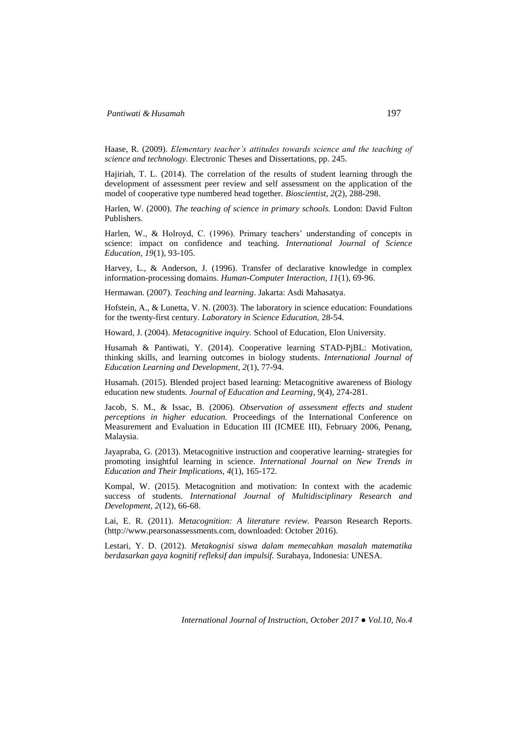Haase, R. (2009). *Elementary teacher's attitudes towards science and the teaching of science and technology.* Electronic Theses and Dissertations, pp. 245.

Hajiriah, T. L. (2014). The correlation of the results of student learning through the development of assessment peer review and self assessment on the application of the model of cooperative type numbered head together. *Bioscientist, 2*(2), 288-298.

Harlen, W. (2000). *The teaching of science in primary schools.* London: David Fulton Publishers.

Harlen, W., & Holroyd, C. (1996). Primary teachers' understanding of concepts in science: impact on confidence and teaching. *International Journal of Science Education, 19*(1), 93-105.

Harvey, L., & Anderson, J. (1996). Transfer of declarative knowledge in complex information-processing domains. *Human-Computer Interaction, 11*(1), 69-96.

Hermawan. (2007). *Teaching and learning*. Jakarta: Asdi Mahasatya.

Hofstein, A., & Lunetta, V. N. (2003). The laboratory in science education: Foundations for the twenty-first century. *Laboratory in Science Education,* 28-54.

Howard, J. (2004). *Metacognitive inquiry.* School of Education, Elon University.

Husamah & Pantiwati, Y. (2014). Cooperative learning STAD-PjBL: Motivation, thinking skills, and learning outcomes in biology students. *International Journal of Education Learning and Development, 2*(1), 77-94.

Husamah. (2015). Blended project based learning: Metacognitive awareness of Biology education new students. *Journal of Education and Learning*, 9(4), 274-281.

Jacob, S. M., & Issac, B. (2006). *Observation of assessment effects and student perceptions in higher education.* Proceedings of the International Conference on Measurement and Evaluation in Education III (ICMEE III), February 2006, Penang, Malaysia.

Jayapraba, G. (2013). Metacognitive instruction and cooperative learning- strategies for promoting insightful learning in science. *International Journal on New Trends in Education and Their Implications, 4*(1), 165-172.

Kompal, W. (2015). Metacognition and motivation: In context with the academic success of students. *International Journal of Multidisciplinary Research and Development, 2*(12), 66-68.

Lai, E. R. (2011). *Metacognition: A literature review.* Pearson Research Reports. (http://www.pearsonassessments.com, downloaded: October 2016).

Lestari, Y. D. (2012). *Metakognisi siswa dalam memecahkan masalah matematika berdasarkan gaya kognitif refleksif dan impulsif.* Surabaya, Indonesia: UNESA.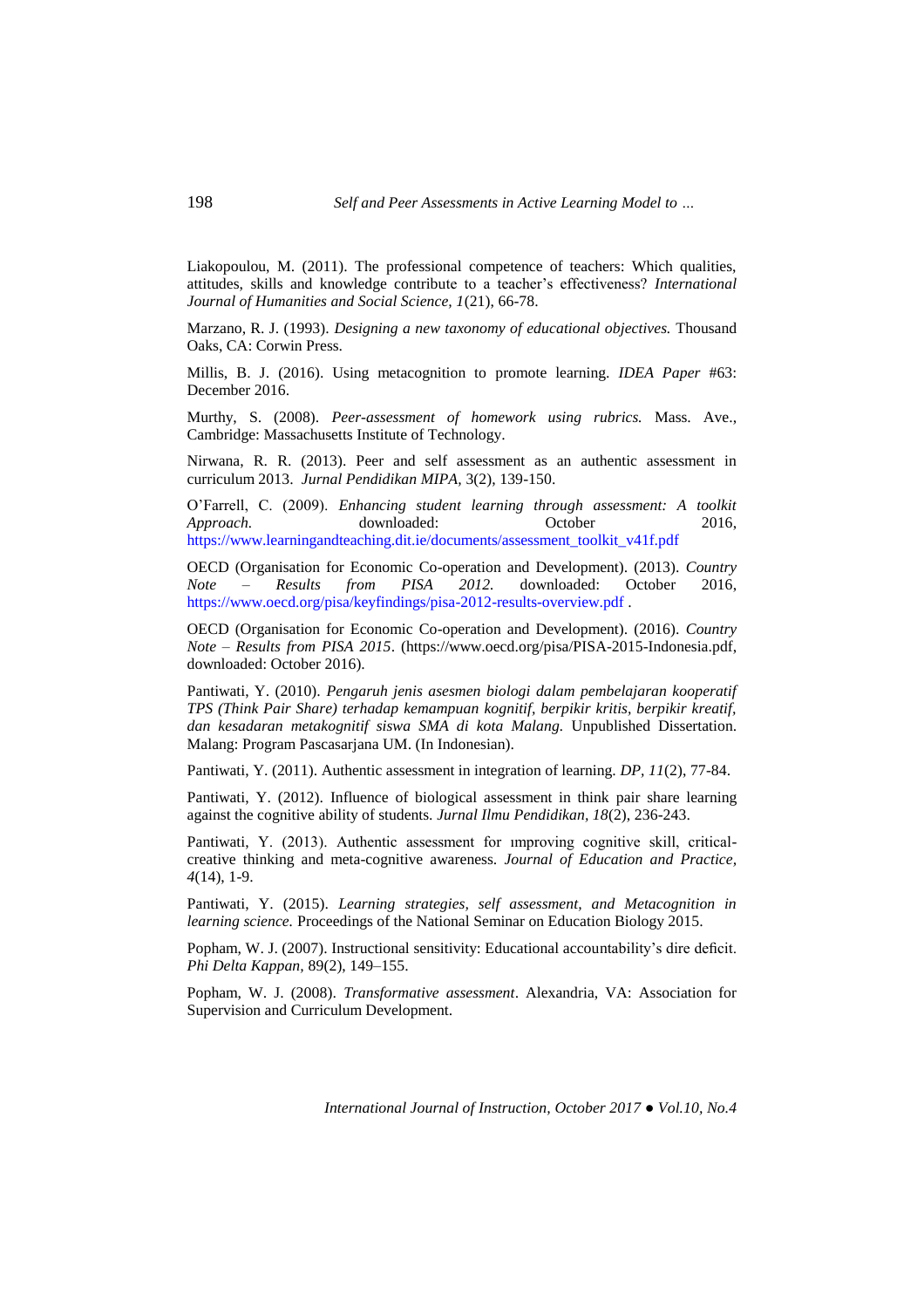Liakopoulou, M. (2011). The professional competence of teachers: Which qualities, attitudes, skills and knowledge contribute to a teacher's effectiveness? *International Journal of Humanities and Social Science, 1*(21), 66-78.

Marzano, R. J. (1993). *Designing a new taxonomy of educational objectives.* Thousand Oaks, CA: Corwin Press.

Millis, B. J. (2016). Using metacognition to promote learning. *IDEA Paper* #63: December 2016.

Murthy, S. (2008). *Peer-assessment of homework using rubrics.* Mass. Ave., Cambridge: Massachusetts Institute of Technology.

Nirwana, R. R. (2013). Peer and self assessment as an authentic assessment in curriculum 2013. *Jurnal Pendidikan MIPA,* 3(2), 139-150.

O'Farrell, C. (2009). *Enhancing student learning through assessment: A toolkit Approach.* downloaded: October 2016, https://www.learningandteaching.dit.ie/documents/assessment_toolkit_v41f.pdf

OECD (Organisation for Economic Co-operation and Development). (2013). *Country Note – Results from PISA 2012.* downloaded: October 2016, https://www.oecd.org/pisa/keyfindings/pisa-2012-results-overview.pdf .

OECD (Organisation for Economic Co-operation and Development). (2016). *Country Note – Results from PISA 2015*. (https://www.oecd.org/pisa/PISA-2015-Indonesia.pdf, downloaded: October 2016).

Pantiwati, Y. (2010). *Pengaruh jenis asesmen biologi dalam pembelajaran kooperatif TPS (Think Pair Share) terhadap kemampuan kognitif, berpikir kritis, berpikir kreatif, dan kesadaran metakognitif siswa SMA di kota Malang.* Unpublished Dissertation. Malang: Program Pascasarjana UM. (In Indonesian).

Pantiwati, Y. (2011). Authentic assessment in integration of learning. *DP, 11*(2), 77-84.

Pantiwati, Y. (2012). Influence of biological assessment in think pair share learning against the cognitive ability of students. *Jurnal Ilmu Pendidikan, 18*(2), 236-243.

Pantiwati, Y. (2013). Authentic assessment for ımproving cognitive skill, critical-creative thinking and meta-cognitive awareness. *Journal of Education and Practice, 4*(14), 1-9.

Pantiwati, Y. (2015). *Learning strategies, self assessment, and Metacognition in learning science.* Proceedings of the National Seminar on Education Biology 2015.

Popham, W. J. (2007). Instructional sensitivity: Educational accountability's dire deficit. *Phi Delta Kappan,* 89(2), 149–155.

Popham, W. J. (2008). *Transformative assessment*. Alexandria, VA: Association for Supervision and Curriculum Development.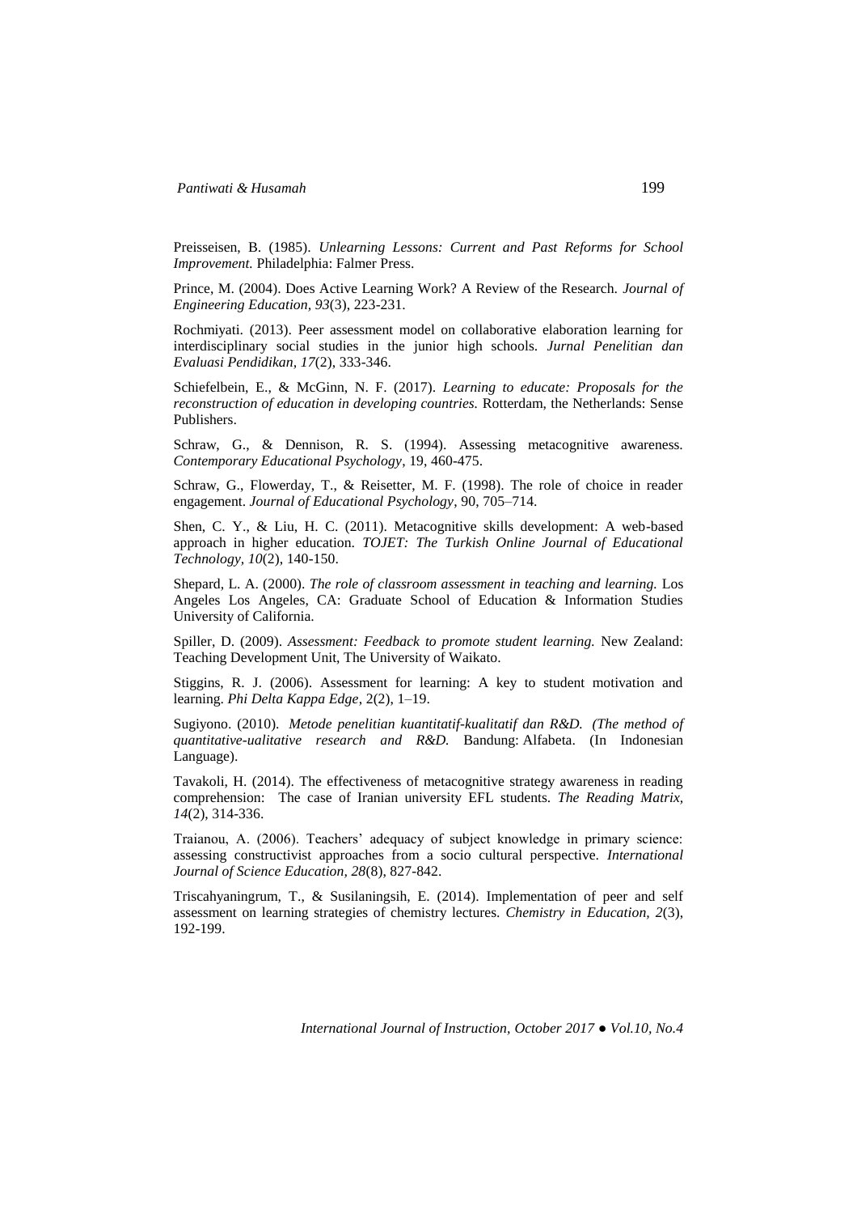Preisseisen, B. (1985). *Unlearning Lessons: Current and Past Reforms for School Improvement.* Philadelphia: Falmer Press.

Prince, M. (2004). Does Active Learning Work? A Review of the Research. *Journal of Engineering Education, 93*(3), 223-231.

Rochmiyati. (2013). Peer assessment model on collaborative elaboration learning for interdisciplinary social studies in the junior high schools. *Jurnal Penelitian dan Evaluasi Pendidikan, 17*(2), 333-346.

Schiefelbein, E., & McGinn, N. F. (2017). *Learning to educate: Proposals for the reconstruction of education in developing countries.* Rotterdam, the Netherlands: Sense Publishers.

Schraw, G., & Dennison, R. S. (1994). Assessing metacognitive awareness. *Contemporary Educational Psychology*, 19, 460-475.

Schraw, G., Flowerday, T., & Reisetter, M. F. (1998). The role of choice in reader engagement. *Journal of Educational Psychology*, 90, 705–714.

Shen, C. Y., & Liu, H. C. (2011). Metacognitive skills development: A web-based approach in higher education. *TOJET: The Turkish Online Journal of Educational Technology, 10*(2), 140-150.

Shepard, L. A. (2000). *The role of classroom assessment in teaching and learning.* Los Angeles Los Angeles, CA: Graduate School of Education & Information Studies University of California.

Spiller, D. (2009). *Assessment: Feedback to promote student learning.* New Zealand: Teaching Development Unit, The University of Waikato.

Stiggins, R. J. (2006). Assessment for learning: A key to student motivation and learning. *Phi Delta Kappa Edge*, 2(2), 1–19.

Sugiyono. (2010). *Metode penelitian kuantitatif-kualitatif dan R&D. (The method of quantitative-ualitative research and R&D.* Bandung: Alfabeta. (In Indonesian Language).

Tavakoli, H. (2014). The effectiveness of metacognitive strategy awareness in reading comprehension: The case of Iranian university EFL students. *The Reading Matrix, 14*(2), 314-336.

Traianou, A. (2006). Teachers' adequacy of subject knowledge in primary science: assessing constructivist approaches from a socio cultural perspective. *International Journal of Science Education, 28*(8), 827-842.

Triscahyaningrum, T., & Susilaningsih, E. (2014). Implementation of peer and self assessment on learning strategies of chemistry lectures. *Chemistry in Education, 2*(3), 192-199.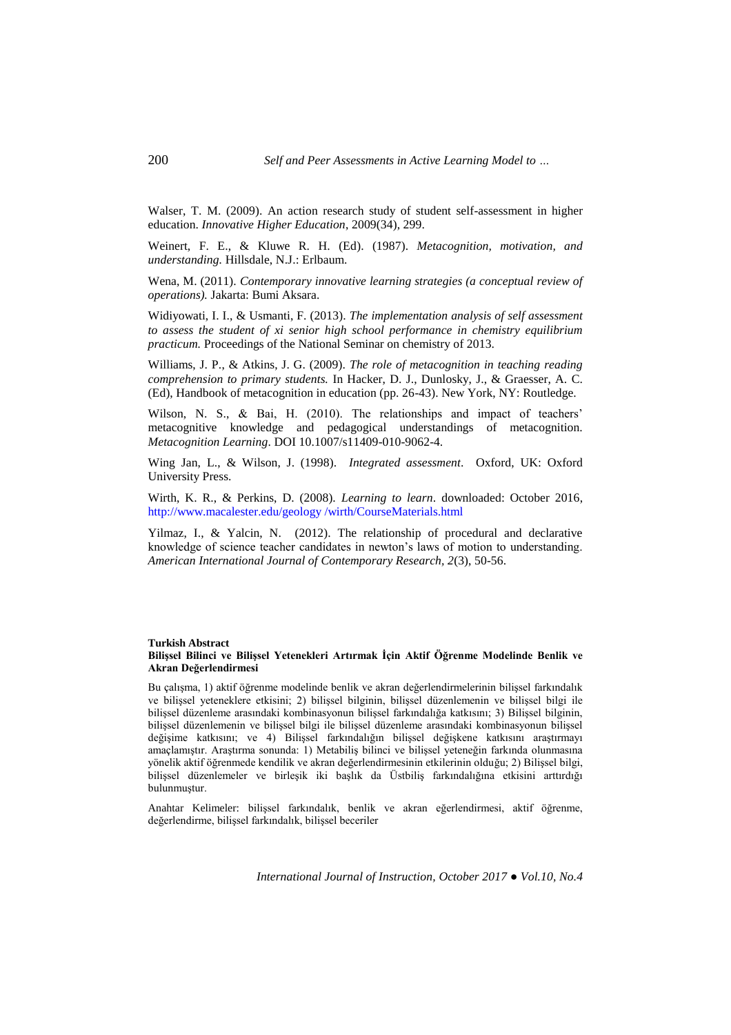Walser, T. M. (2009). An action research study of student self-assessment in higher education. *Innovative Higher Education*, 2009(34), 299.

Weinert, F. E., & Kluwe R. H. (Ed). (1987). *Metacognition, motivation, and understanding.* Hillsdale, N.J.: Erlbaum.

Wena, M. (2011). *Contemporary innovative learning strategies (a conceptual review of operations).* Jakarta: Bumi Aksara.

Widiyowati, I. I., & Usmanti, F. (2013). *The implementation analysis of self assessment to assess the student of xi senior high school performance in chemistry equilibrium practicum.* Proceedings of the National Seminar on chemistry of 2013.

Williams, J. P., & Atkins, J. G. (2009). *The role of metacognition in teaching reading comprehension to primary students.* In Hacker, D. J., Dunlosky, J., & Graesser, A. C. (Ed), Handbook of metacognition in education (pp. 26-43). New York, NY: Routledge.

Wilson, N. S., & Bai, H. (2010). The relationships and impact of teachers' metacognitive knowledge and pedagogical understandings of metacognition. *Metacognition Learning*. DOI 10.1007/s11409-010-9062-4.

Wing Jan, L., & Wilson, J. (1998). *Integrated assessment*. Oxford, UK: Oxford University Press.

Wirth, K. R., & Perkins, D. (2008). *Learning to learn*. downloaded: October 2016, http://www.macalester.edu/geology /wirth/CourseMaterials.html

Yilmaz, I., & Yalcin, N. (2012). The relationship of procedural and declarative knowledge of science teacher candidates in newton's laws of motion to understanding. *American International Journal of Contemporary Research, 2*(3), 50-56.

**Turkish Abstract**

**Bilişsel Bilinci ve Bilişsel Yetenekleri Artırmak İçin Aktif Öğrenme Modelinde Benlik ve Akran Değerlendirmesi**

Bu çalışma, 1) aktif öğrenme modelinde benlik ve akran değerlendirmelerinin bilişsel farkındalık ve bilişsel yeteneklere etkisini; 2) bilişsel bilginin, bilişsel düzenlemenin ve bilişsel bilgi ile bilişsel düzenleme arasındaki kombinasyonun bilişsel farkındalığa katkısını; 3) Bilişsel bilginin, bilişsel düzenlemenin ve bilişsel bilgi ile bilişsel düzenleme arasındaki kombinasyonun bilişsel değişime katkısını; ve 4) Bilişsel farkındalığın bilişsel değişkene katkısını araştırmayı amaçlamıştır. Araştırma sonunda: 1) Metabiliş bilinci ve bilişsel yeteneğin farkında olunmasına yönelik aktif öğrenmede kendilik ve akran değerlendirmesinin etkilerinin olduğu; 2) Bilişsel bilgi, bilişsel düzenlemeler ve birleşik iki başlık da Üstbiliş farkındalığına etkisini arttırdığı bulunmuştur.

Anahtar Kelimeler: bilişsel farkındalık, benlik ve akran eğerlendirmesi, aktif öğrenme, değerlendirme, bilişsel farkındalık, bilişsel beceriler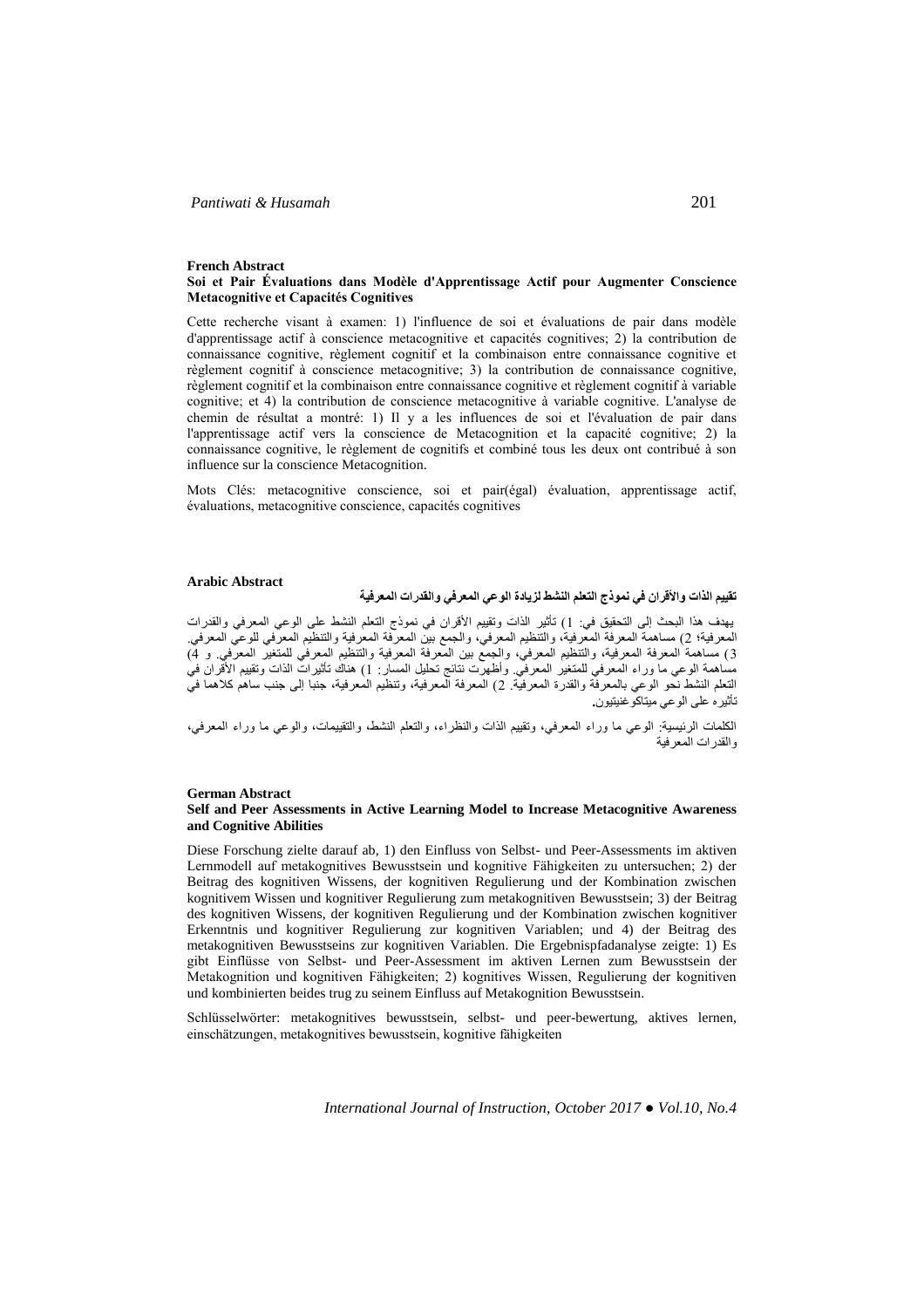**French Abstract**

**Soi et Pair Évaluations dans Modèle d'Apprentissage Actif pour Augmenter Conscience Metacognitive et Capacités Cognitives**

Cette recherche visant à examen: 1) l'influence de soi et évaluations de pair dans modèle d'apprentissage actif à conscience metacognitive et capacités cognitives; 2) la contribution de connaissance cognitive, règlement cognitif et la combinaison entre connaissance cognitive et règlement cognitif à conscience metacognitive; 3) la contribution de connaissance cognitive, règlement cognitif et la combinaison entre connaissance cognitive et règlement cognitif à variable cognitive; et 4) la contribution de conscience metacognitive à variable cognitive. L'analyse de chemin de résultat a montré: 1) Il y a les influences de soi et l'évaluation de pair dans l'apprentissage actif vers la conscience de Metacognition et la capacité cognitive; 2) la connaissance cognitive, le règlement de cognitifs et combiné tous les deux ont contribué à son influence sur la conscience Metacognition.

Mots Clés: metacognitive conscience, soi et pair(égal) évaluation, apprentissage actif, évaluations, metacognitive conscience, capacités cognitives

**Arabic Abstract**

**تقييم الذات والأقران في نموذج التعلم النشط لزيادة الوعي المعرفي والقدرات المعرفية**

يهدف هذا البحث إلى التحقيق في: 1) تأثير الذات وتقييم الأقران في نموذج التعلم النشط على الوعي المعرفي والقدرات المعرفية؛ 2) مساهمة المعرفة المعرفية، والتنظيم المعرفي، والجمع بين المعرفة المعرفية والتنظيم المعرفي للوعي المعرفي. 3) مساهمة المعرفة المعرفية، والتنظيم المعرفي، والجمع بين المعرفة المعرفية والتنظيم المعرفي للمتغير المعرفي. و 4) مساهمة الوعي ما وراء المعرفي للمتغير المعرفي. وأظهرت نتائج تحليل المسار: 1) هناك تأثيرات الذات وتقييم الأقران في التعلم النشط نحو الوعي بالمعرفة والقدرة المعرفية. 2) المعرفة المعرفية، وتنظيم المعرفية، جنبا إلى جنب ساهم كلاهما في تأثيره على الوعي ميتاكوغنيتيون.

الكلمات الرئيسية: الوعي ما وراء المعرفي، وتقييم الذات والنظراء، والتعلم النشط، والتقييمات، والوعي ما وراء المعرفي، والقدرات المعرفية

**German Abstract**

**Self and Peer Assessments in Active Learning Model to Increase Metacognitive Awareness and Cognitive Abilities**

Diese Forschung zielte darauf ab, 1) den Einfluss von Selbst- und Peer-Assessments im aktiven Lernmodell auf metakognitives Bewusstsein und kognitive Fähigkeiten zu untersuchen; 2) der Beitrag des kognitiven Wissens, der kognitiven Regulierung und der Kombination zwischen kognitivem Wissen und kognitiver Regulierung zum metakognitiven Bewusstsein; 3) der Beitrag des kognitiven Wissens, der kognitiven Regulierung und der Kombination zwischen kognitiver Erkenntnis und kognitiver Regulierung zur kognitiven Variablen; und 4) der Beitrag des metakognitiven Bewusstseins zur kognitiven Variablen. Die Ergebnispfadanalyse zeigte: 1) Es gibt Einflüsse von Selbst- und Peer-Assessment im aktiven Lernen zum Bewusstsein der Metakognition und kognitiven Fähigkeiten; 2) kognitives Wissen, Regulierung der kognitiven und kombinierten beides trug zu seinem Einfluss auf Metakognition Bewusstsein.

Schlüsselwörter: metakognitives bewusstsein, selbst- und peer-bewertung, aktives lernen, einschätzungen, metakognitives bewusstsein, kognitive fähigkeiten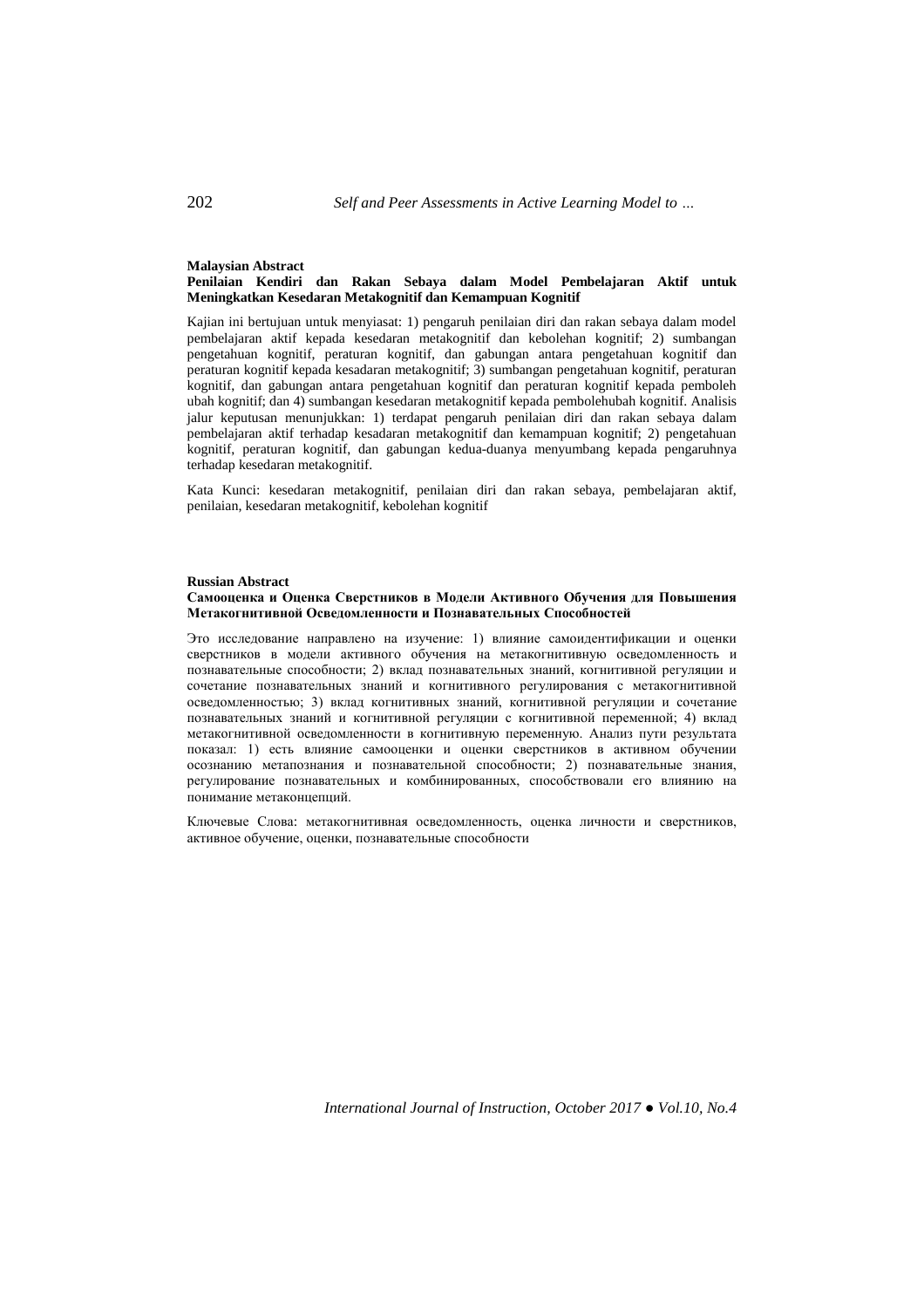**Malaysian Abstract**

**Penilaian Kendiri dan Rakan Sebaya dalam Model Pembelajaran Aktif untuk Meningkatkan Kesedaran Metakognitif dan Kemampuan Kognitif**

Kajian ini bertujuan untuk menyiasat: 1) pengaruh penilaian diri dan rakan sebaya dalam model pembelajaran aktif kepada kesedaran metakognitif dan kebolehan kognitif; 2) sumbangan pengetahuan kognitif, peraturan kognitif, dan gabungan antara pengetahuan kognitif dan peraturan kognitif kepada kesadaran metakognitif; 3) sumbangan pengetahuan kognitif, peraturan kognitif, dan gabungan antara pengetahuan kognitif dan peraturan kognitif kepada pemboleh ubah kognitif; dan 4) sumbangan kesedaran metakognitif kepada pembolehubah kognitif. Analisis jalur keputusan menunjukkan: 1) terdapat pengaruh penilaian diri dan rakan sebaya dalam pembelajaran aktif terhadap kesadaran metakognitif dan kemampuan kognitif; 2) pengetahuan kognitif, peraturan kognitif, dan gabungan kedua-duanya menyumbang kepada pengaruhnya terhadap kesedaran metakognitif.

Kata Kunci: kesedaran metakognitif, penilaian diri dan rakan sebaya, pembelajaran aktif, penilaian, kesedaran metakognitif, kebolehan kognitif

**Russian Abstract**

**Самооценка и Оценка Сверстников в Модели Активного Обучения для Повышения Метакогнитивной Осведомленности и Познавательных Способностей**

Это исследование направлено на изучение: 1) влияние самоидентификации и оценки сверстников в модели активного обучения на метакогнитивную осведомленность и познавательные способности; 2) вклад познавательных знаний, когнитивной регуляции и сочетание познавательных знаний и когнитивного регулирования с метакогнитивной осведомленностью; 3) вклад когнитивных знаний, когнитивной регуляции и сочетание познавательных знаний и когнитивной регуляции с когнитивной переменной; 4) вклад метакогнитивной осведомленности в когнитивную переменную. Анализ пути результата показал: 1) есть влияние самооценки и оценки сверстников в активном обучении осознанию метапознания и познавательной способности; 2) познавательные знания, регулирование познавательных и комбинированных, способствовали его влиянию на понимание метаконцепций.

Ключевые Слова: метакогнитивная осведомленность, оценка личности и сверстников, активное обучение, оценки, познавательные способности